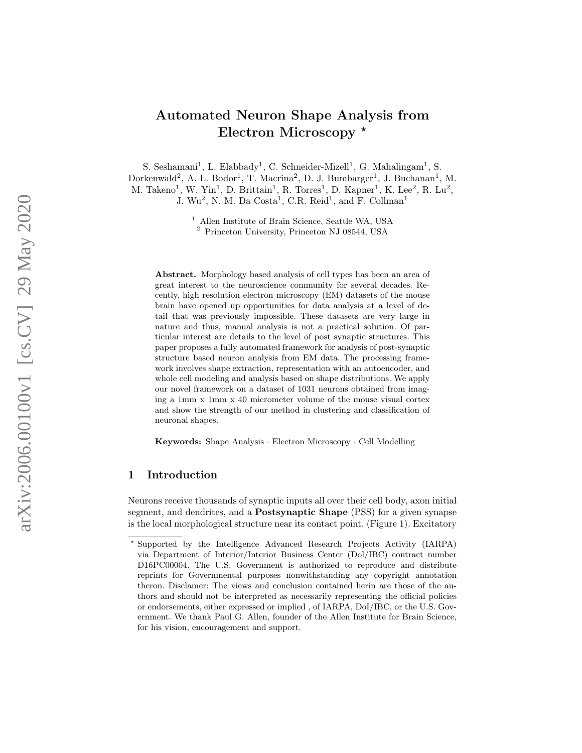# Automated Neuron Shape Analysis from Electron Microscopy *

S. Seshamani[1], L. Elabbady[1], C. Schneider-Mizell[1], G. Mahalingam[1], S. Dorkenwald[2], A. L. Bodor[1], T. Macrina[2], D. J. Bumbarger[1], J. Buchanan[1], M. M. Takeno[1], W. Yin[1], D. Brittain[1], R. Torres[1], D. Kapner[1], K. Lee[2], R. Lu[2], J. Wu[2], N. M. Da Costa[1], C.R. Reid[1], and F. Collman[1]

[1] Allen Institute of Brain Science, Seattle WA, USA
[2] Princeton University, Princeton NJ 08544, USA

**Abstract.** Morphology based analysis of cell types has been an area of great interest to the neuroscience community for several decades. Recently, high resolution electron microscopy (EM) datasets of the mouse brain have opened up opportunities for data analysis at a level of detail that was previously impossible. These datasets are very large in nature and thus, manual analysis is not a practical solution. Of particular interest are details to the level of post synaptic structures. This paper proposes a fully automated framework for analysis of post-synaptic structure based neuron analysis from EM data. The processing framework involves shape extraction, representation with an autoencoder, and whole cell modeling and analysis based on shape distributions. We apply our novel framework on a dataset of 1031 neurons obtained from imaging a 1mm x 1mm x 40 micrometer volume of the mouse visual cortex and show the strength of our method in clustering and classification of neuronal shapes.

**Keywords:** Shape Analysis · Electron Microscopy · Cell Modelling

## 1 Introduction

Neurons receive thousands of synaptic inputs all over their cell body, axon initial segment, and dendrites, and a **Postsynaptic Shape** (PSS) for a given synapse is the local morphological structure near its contact point. (Figure 1). Excitatory

* Supported by the Intelligence Advanced Research Projects Activity (IARPA) via Department of Interior/Interior Business Center (DoI/IBC) contract number D16PC00004. The U.S. Government is authorized to reproduce and distribute reprints for Governmental purposes nonwithstanding any copyright annotation theron. Disclamer: The views and conclusion contained herin are those of the authors and should not be interpreted as necessarily representing the official policies or endorsements, either expressed or implied , of IARPA, DoI/IBC, or the U.S. Government. We thank Paul G. Allen, founder of the Allen Institute for Brain Science, for his vision, encouragement and support.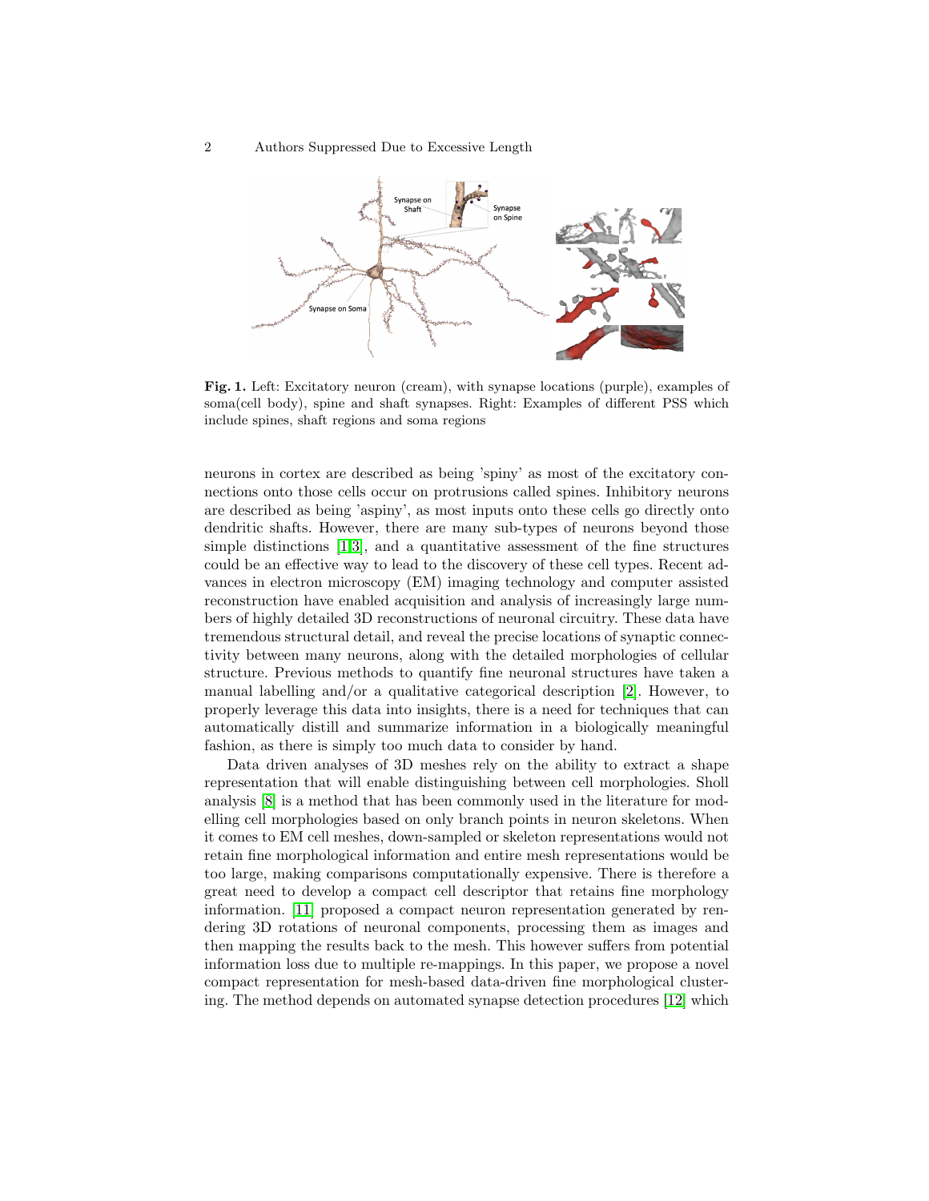**Fig. 1.** Left: Excitatory neuron (cream), with synapse locations (purple), examples of soma(cell body), spine and shaft synapses. Right: Examples of different PSS which include spines, shaft regions and soma regions

neurons in cortex are described as being 'spiny' as most of the excitatory connections onto those cells occur on protrusions called spines. Inhibitory neurons are described as being 'aspiny', as most inputs onto these cells go directly onto dendritic shafts. However, there are many sub-types of neurons beyond those simple distinctions [1,3], and a quantitative assessment of the fine structures could be an effective way to lead to the discovery of these cell types. Recent advances in electron microscopy (EM) imaging technology and computer assisted reconstruction have enabled acquisition and analysis of increasingly large numbers of highly detailed 3D reconstructions of neuronal circuitry. These data have tremendous structural detail, and reveal the precise locations of synaptic connectivity between many neurons, along with the detailed morphologies of cellular structure. Previous methods to quantify fine neuronal structures have taken a manual labelling and/or a qualitative categorical description [2]. However, to properly leverage this data into insights, there is a need for techniques that can automatically distill and summarize information in a biologically meaningful fashion, as there is simply too much data to consider by hand.

Data driven analyses of 3D meshes rely on the ability to extract a shape representation that will enable distinguishing between cell morphologies. Sholl analysis [8] is a method that has been commonly used in the literature for modelling cell morphologies based on only branch points in neuron skeletons. When it comes to EM cell meshes, down-sampled or skeleton representations would not retain fine morphological information and entire mesh representations would be too large, making comparisons computationally expensive. There is therefore a great need to develop a compact cell descriptor that retains fine morphology information. [11] proposed a compact neuron representation generated by rendering 3D rotations of neuronal components, processing them as images and then mapping the results back to the mesh. This however suffers from potential information loss due to multiple re-mappings. In this paper, we propose a novel compact representation for mesh-based data-driven fine morphological clustering. The method depends on automated synapse detection procedures [12] which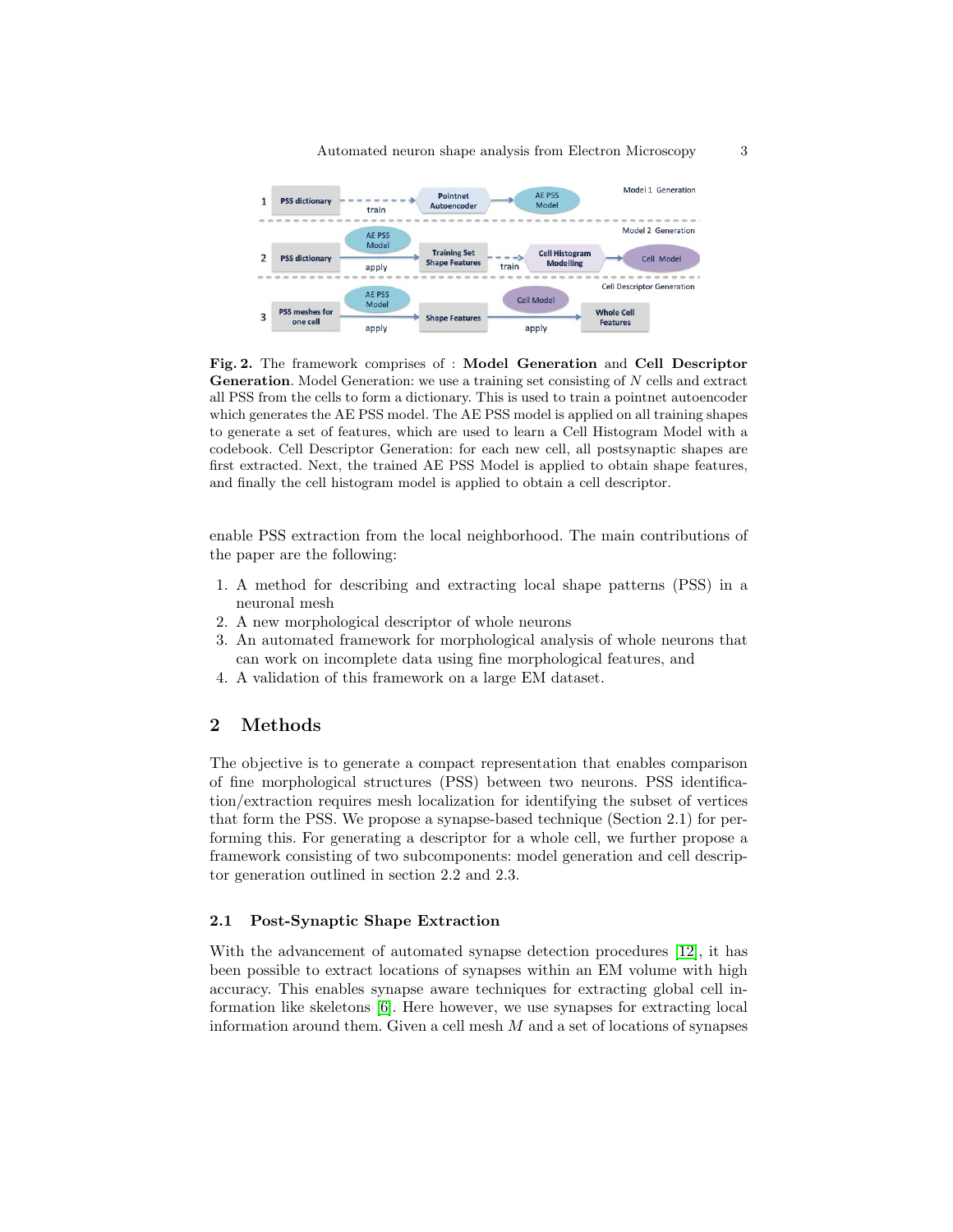**Fig. 2.** The framework comprises of : **Model Generation** and **Cell Descriptor Generation**. Model Generation: we use a training set consisting of $N$ cells and extract all PSS from the cells to form a dictionary. This is used to train a pointnet autoencoder which generates the AE PSS model. The AE PSS model is applied on all training shapes to generate a set of features, which are used to learn a Cell Histogram Model with a codebook. Cell Descriptor Generation: for each new cell, all postsynaptic shapes are first extracted. Next, the trained AE PSS Model is applied to obtain shape features, and finally the cell histogram model is applied to obtain a cell descriptor.

enable PSS extraction from the local neighborhood. The main contributions of the paper are the following:

1. A method for describing and extracting local shape patterns (PSS) in a neuronal mesh
2. A new morphological descriptor of whole neurons
3. An automated framework for morphological analysis of whole neurons that can work on incomplete data using fine morphological features, and
4. A validation of this framework on a large EM dataset.

## 2 Methods

The objective is to generate a compact representation that enables comparison of fine morphological structures (PSS) between two neurons. PSS identification/extraction requires mesh localization for identifying the subset of vertices that form the PSS. We propose a synapse-based technique (Section 2.1) for performing this. For generating a descriptor for a whole cell, we further propose a framework consisting of two subcomponents: model generation and cell descriptor generation outlined in section 2.2 and 2.3.

### 2.1 Post-Synaptic Shape Extraction

With the advancement of automated synapse detection procedures [12], it has been possible to extract locations of synapses within an EM volume with high accuracy. This enables synapse aware techniques for extracting global cell information like skeletons [6]. Here however, we use synapses for extracting local information around them. Given a cell mesh $M$ and a set of locations of synapses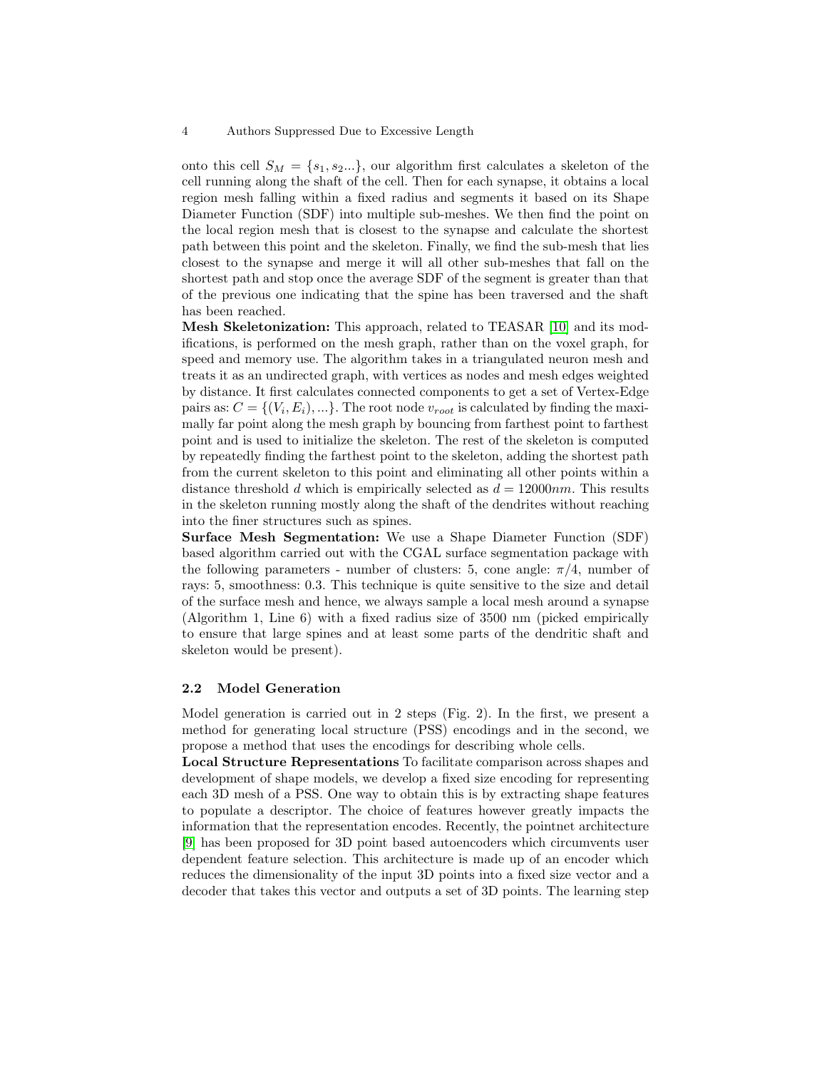onto this cell $S_M = \{s_1, s_2...\}$, our algorithm first calculates a skeleton of the cell running along the shaft of the cell. Then for each synapse, it obtains a local region mesh falling within a fixed radius and segments it based on its Shape Diameter Function (SDF) into multiple sub-meshes. We then find the point on the local region mesh that is closest to the synapse and calculate the shortest path between this point and the skeleton. Finally, we find the sub-mesh that lies closest to the synapse and merge it will all other sub-meshes that fall on the shortest path and stop once the average SDF of the segment is greater than that of the previous one indicating that the spine has been traversed and the shaft has been reached.

**Mesh Skeletonization:** This approach, related to TEASAR [10] and its modifications, is performed on the mesh graph, rather than on the voxel graph, for speed and memory use. The algorithm takes in a triangulated neuron mesh and treats it as an undirected graph, with vertices as nodes and mesh edges weighted by distance. It first calculates connected components to get a set of Vertex-Edge pairs as: $C = \{(V_i, E_i), ...\}$. The root node $v_{root}$ is calculated by finding the maximally far point along the mesh graph by bouncing from farthest point to farthest point and is used to initialize the skeleton. The rest of the skeleton is computed by repeatedly finding the farthest point to the skeleton, adding the shortest path from the current skeleton to this point and eliminating all other points within a distance threshold $d$ which is empirically selected as $d = 12000nm$. This results in the skeleton running mostly along the shaft of the dendrites without reaching into the finer structures such as spines.

**Surface Mesh Segmentation:** We use a Shape Diameter Function (SDF) based algorithm carried out with the CGAL surface segmentation package with the following parameters - number of clusters: 5, cone angle: $\pi/4$, number of rays: 5, smoothness: 0.3. This technique is quite sensitive to the size and detail of the surface mesh and hence, we always sample a local mesh around a synapse (Algorithm 1, Line 6) with a fixed radius size of 3500 nm (picked empirically to ensure that large spines and at least some parts of the dendritic shaft and skeleton would be present).

### 2.2 Model Generation

Model generation is carried out in 2 steps (Fig. 2). In the first, we present a method for generating local structure (PSS) encodings and in the second, we propose a method that uses the encodings for describing whole cells.

**Local Structure Representations** To facilitate comparison across shapes and development of shape models, we develop a fixed size encoding for representing each 3D mesh of a PSS. One way to obtain this is by extracting shape features to populate a descriptor. The choice of features however greatly impacts the information that the representation encodes. Recently, the pointnet architecture [9] has been proposed for 3D point based autoencoders which circumvents user dependent feature selection. This architecture is made up of an encoder which reduces the dimensionality of the input 3D points into a fixed size vector and a decoder that takes this vector and outputs a set of 3D points. The learning step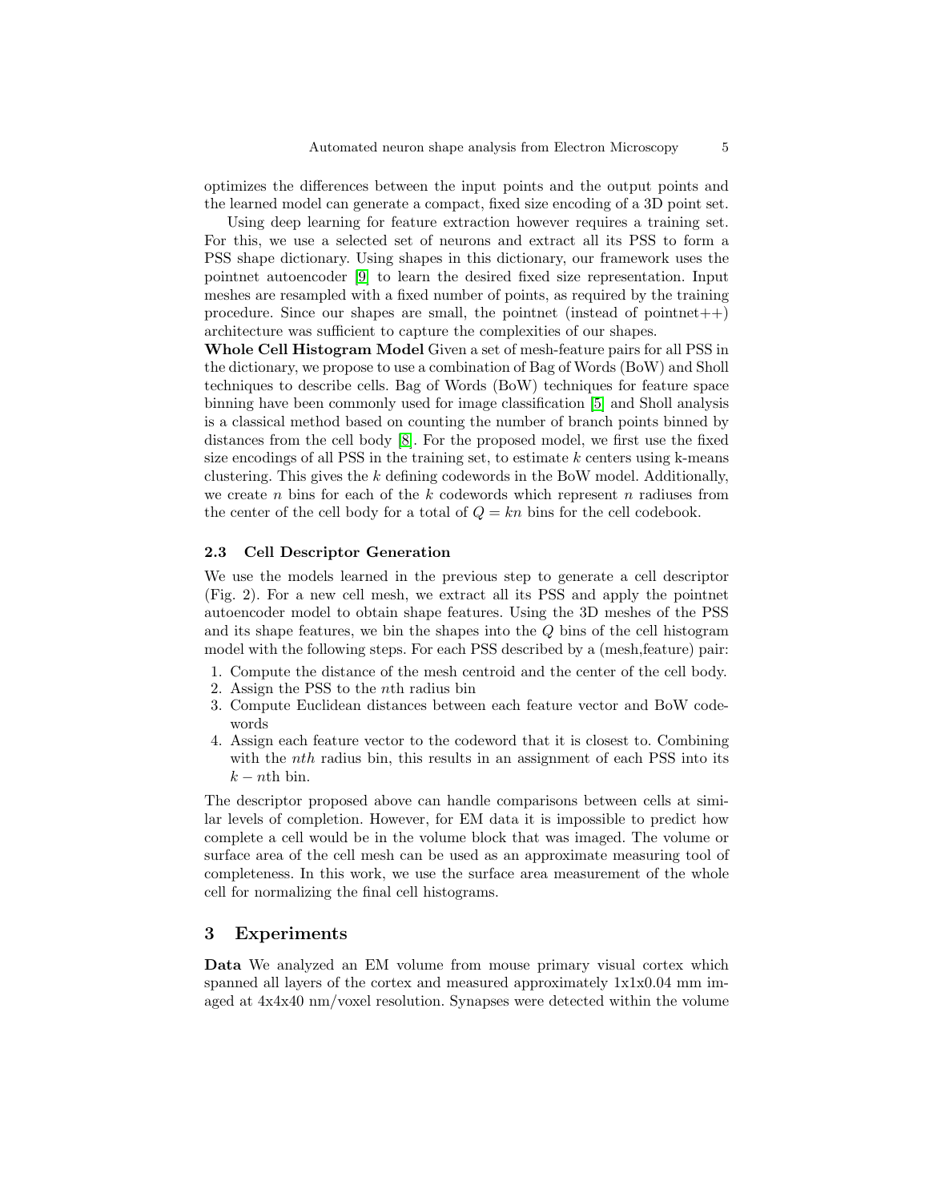optimizes the differences between the input points and the output points and the learned model can generate a compact, fixed size encoding of a 3D point set.

Using deep learning for feature extraction however requires a training set. For this, we use a selected set of neurons and extract all its PSS to form a PSS shape dictionary. Using shapes in this dictionary, our framework uses the pointnet autoencoder [9] to learn the desired fixed size representation. Input meshes are resampled with a fixed number of points, as required by the training procedure. Since our shapes are small, the pointnet (instead of pointnet++) architecture was sufficient to capture the complexities of our shapes.

**Whole Cell Histogram Model** Given a set of mesh-feature pairs for all PSS in the dictionary, we propose to use a combination of Bag of Words (BoW) and Sholl techniques to describe cells. Bag of Words (BoW) techniques for feature space binning have been commonly used for image classification [5] and Sholl analysis is a classical method based on counting the number of branch points binned by distances from the cell body [8]. For the proposed model, we first use the fixed size encodings of all PSS in the training set, to estimate $k$ centers using k-means clustering. This gives the $k$ defining codewords in the BoW model. Additionally, we create $n$ bins for each of the $k$ codewords which represent $n$ radiuses from the center of the cell body for a total of $Q = kn$ bins for the cell codebook.

### 2.3 Cell Descriptor Generation

We use the models learned in the previous step to generate a cell descriptor (Fig. 2). For a new cell mesh, we extract all its PSS and apply the pointnet autoencoder model to obtain shape features. Using the 3D meshes of the PSS and its shape features, we bin the shapes into the $Q$ bins of the cell histogram model with the following steps. For each PSS described by a (mesh,feature) pair:

1. Compute the distance of the mesh centroid and the center of the cell body.
2. Assign the PSS to the $n$th radius bin
3. Compute Euclidean distances between each feature vector and BoW codewords
4. Assign each feature vector to the codeword that it is closest to. Combining with the $nth$ radius bin, this results in an assignment of each PSS into its $k-n$th bin.

The descriptor proposed above can handle comparisons between cells at similar levels of completion. However, for EM data it is impossible to predict how complete a cell would be in the volume block that was imaged. The volume or surface area of the cell mesh can be used as an approximate measuring tool of completeness. In this work, we use the surface area measurement of the whole cell for normalizing the final cell histograms.

## 3 Experiments

**Data** We analyzed an EM volume from mouse primary visual cortex which spanned all layers of the cortex and measured approximately 1x1x0.04 mm imaged at 4x4x40 nm/voxel resolution. Synapses were detected within the volume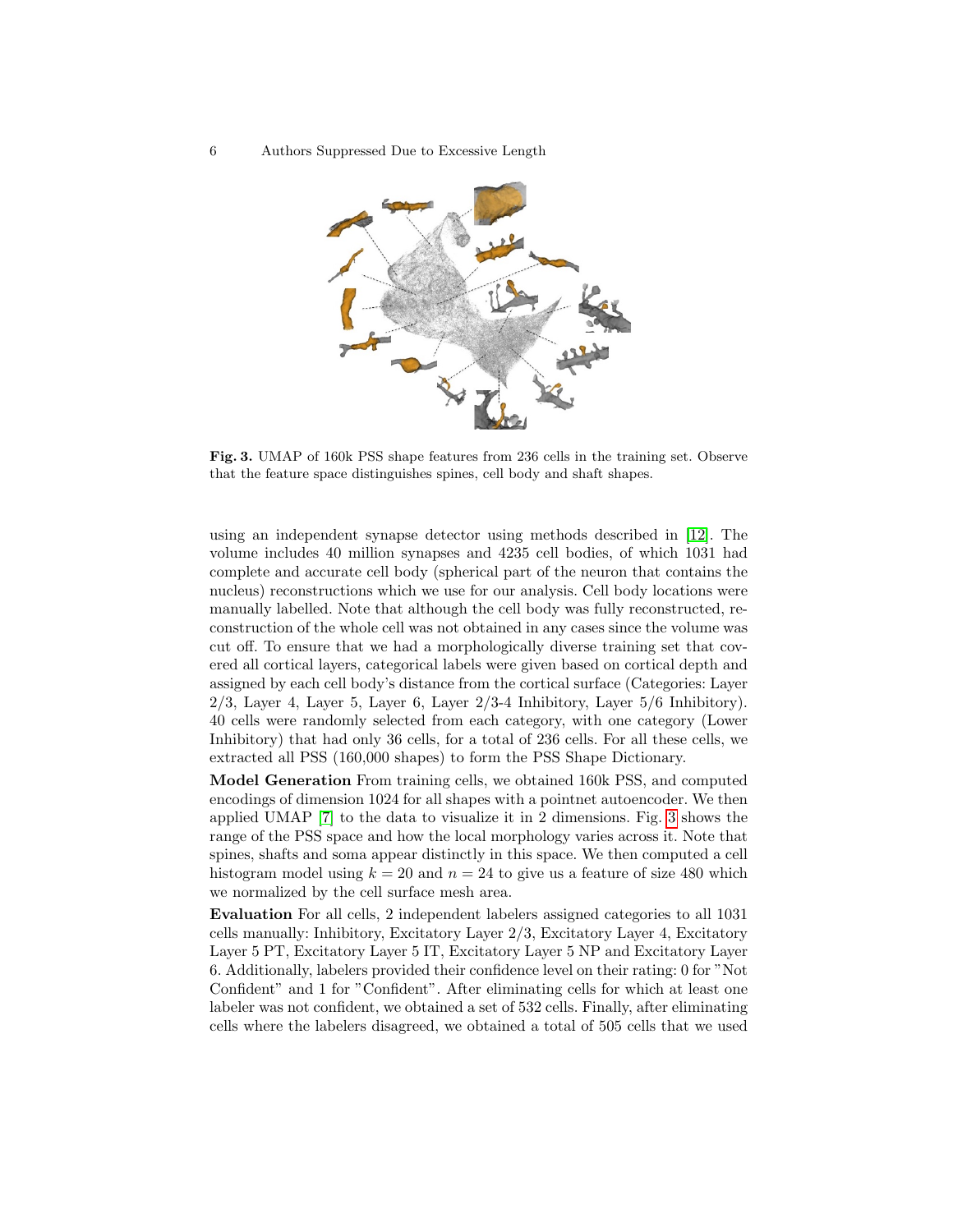**Fig. 3.** UMAP of 160k PSS shape features from 236 cells in the training set. Observe that the feature space distinguishes spines, cell body and shaft shapes.

using an independent synapse detector using methods described in [12]. The volume includes 40 million synapses and 4235 cell bodies, of which 1031 had complete and accurate cell body (spherical part of the neuron that contains the nucleus) reconstructions which we use for our analysis. Cell body locations were manually labelled. Note that although the cell body was fully reconstructed, reconstruction of the whole cell was not obtained in any cases since the volume was cut off. To ensure that we had a morphologically diverse training set that covered all cortical layers, categorical labels were given based on cortical depth and assigned by each cell body's distance from the cortical surface (Categories: Layer 2/3, Layer 4, Layer 5, Layer 6, Layer 2/3-4 Inhibitory, Layer 5/6 Inhibitory). 40 cells were randomly selected from each category, with one category (Lower Inhibitory) that had only 36 cells, for a total of 236 cells. For all these cells, we extracted all PSS (160,000 shapes) to form the PSS Shape Dictionary.

**Model Generation** From training cells, we obtained 160k PSS, and computed encodings of dimension 1024 for all shapes with a pointnet autoencoder. We then applied UMAP [7] to the data to visualize it in 2 dimensions. Fig. 3 shows the range of the PSS space and how the local morphology varies across it. Note that spines, shafts and soma appear distinctly in this space. We then computed a cell histogram model using $k = 20$ and $n = 24$ to give us a feature of size 480 which we normalized by the cell surface mesh area.

**Evaluation** For all cells, 2 independent labelers assigned categories to all 1031 cells manually: Inhibitory, Excitatory Layer 2/3, Excitatory Layer 4, Excitatory Layer 5 PT, Excitatory Layer 5 IT, Excitatory Layer 5 NP and Excitatory Layer 6. Additionally, labelers provided their confidence level on their rating: 0 for "Not Confident" and 1 for "Confident". After eliminating cells for which at least one labeler was not confident, we obtained a set of 532 cells. Finally, after eliminating cells where the labelers disagreed, we obtained a total of 505 cells that we used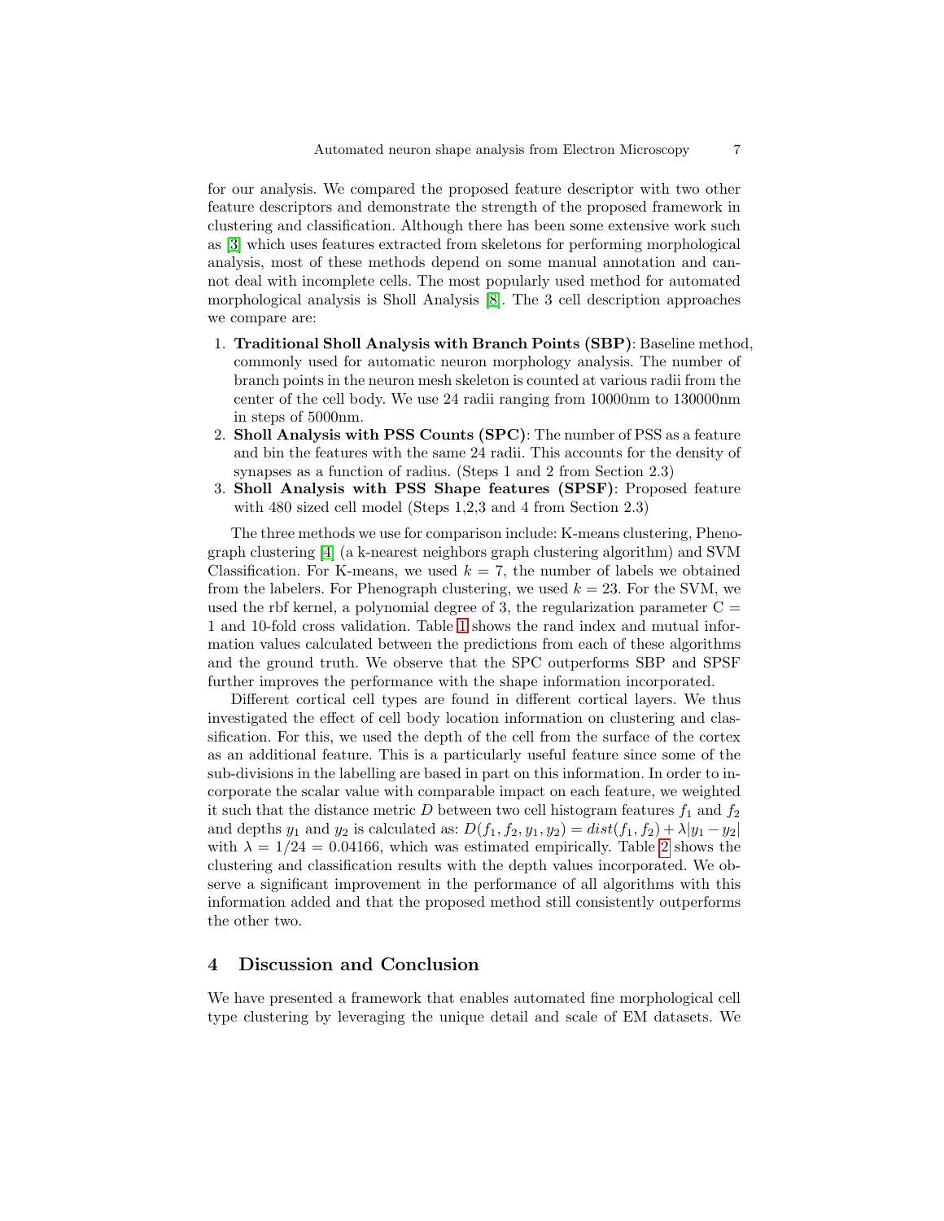for our analysis. We compared the proposed feature descriptor with two other feature descriptors and demonstrate the strength of the proposed framework in clustering and classification. Although there has been some extensive work such as [3] which uses features extracted from skeletons for performing morphological analysis, most of these methods depend on some manual annotation and cannot deal with incomplete cells. The most popularly used method for automated morphological analysis is Sholl Analysis [8]. The 3 cell description approaches we compare are:

1. **Traditional Sholl Analysis with Branch Points (SBP)**: Baseline method, commonly used for automatic neuron morphology analysis. The number of branch points in the neuron mesh skeleton is counted at various radii from the center of the cell body. We use 24 radii ranging from 10000nm to 130000nm in steps of 5000nm.
2. **Sholl Analysis with PSS Counts (SPC)**: The number of PSS as a feature and bin the features with the same 24 radii. This accounts for the density of synapses as a function of radius. (Steps 1 and 2 from Section 2.3)
3. **Sholl Analysis with PSS Shape features (SPSF)**: Proposed feature with 480 sized cell model (Steps 1,2,3 and 4 from Section 2.3)

The three methods we use for comparison include: K-means clustering, Phenograph clustering [4] (a k-nearest neighbors graph clustering algorithm) and SVM Classification. For K-means, we used $k = 7$, the number of labels we obtained from the labelers. For Phenograph clustering, we used $k = 23$. For the SVM, we used the rbf kernel, a polynomial degree of 3, the regularization parameter C = 1 and 10-fold cross validation. Table 1 shows the rand index and mutual information values calculated between the predictions from each of these algorithms and the ground truth. We observe that the SPC outperforms SBP and SPSF further improves the performance with the shape information incorporated.

Different cortical cell types are found in different cortical layers. We thus investigated the effect of cell body location information on clustering and classification. For this, we used the depth of the cell from the surface of the cortex as an additional feature. This is a particularly useful feature since some of the sub-divisions in the labelling are based in part on this information. In order to incorporate the scalar value with comparable impact on each feature, we weighted it such that the distance metric $D$ between two cell histogram features $f_1$ and $f_2$ and depths $y_1$ and $y_2$ is calculated as: $D(f_1, f_2, y_1, y_2) = dist(f_1, f_2) + \lambda |y_1 - y_2|$ with $\lambda = 1/24 = 0.04166$, which was estimated empirically. Table 2 shows the clustering and classification results with the depth values incorporated. We observe a significant improvement in the performance of all algorithms with this information added and that the proposed method still consistently outperforms the other two.

## 4 Discussion and Conclusion

We have presented a framework that enables automated fine morphological cell type clustering by leveraging the unique detail and scale of EM datasets. We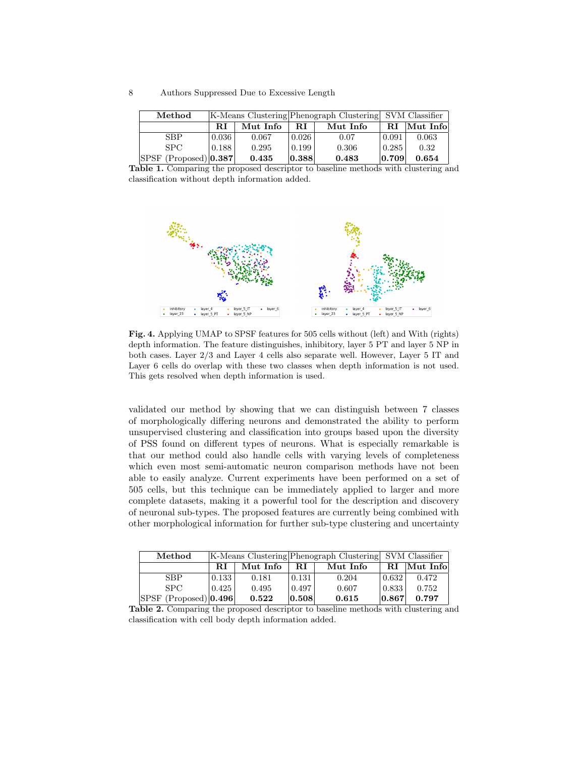| Method | K-Means Clustering | | Phenograph Clustering | | SVM Classifier | |
|---|---|---|---|---|---|---|
| | **RI** | **Mut Info** | **RI** | **Mut Info** | **RI** | **Mut Info** |
| SBP | 0.036 | 0.067 | 0.026 | 0.07 | 0.091 | 0.063 |
| SPC | 0.188 | 0.295 | 0.199 | 0.306 | 0.285 | 0.32 |
| SPSF (Proposed) | **0.387** | **0.435** | **0.388** | **0.483** | **0.709** | **0.654** |

**Table 1.** Comparing the proposed descriptor to baseline methods with clustering and classification without depth information added.

**Fig. 4.** Applying UMAP to SPSF features for 505 cells without (left) and With (rights) depth information. The feature distinguishes, inhibitory, layer 5 PT and layer 5 NP in both cases. Layer 2/3 and Layer 4 cells also separate well. However, Layer 5 IT and Layer 6 cells do overlap with these two classes when depth information is not used. This gets resolved when depth information is used.

validated our method by showing that we can distinguish between 7 classes of morphologically differing neurons and demonstrated the ability to perform unsupervised clustering and classification into groups based upon the diversity of PSS found on different types of neurons. What is especially remarkable is that our method could also handle cells with varying levels of completeness which even most semi-automatic neuron comparison methods have not been able to easily analyze. Current experiments have been performed on a set of 505 cells, but this technique can be immediately applied to larger and more complete datasets, making it a powerful tool for the description and discovery of neuronal sub-types. The proposed features are currently being combined with other morphological information for further sub-type clustering and uncertainty

| Method | K-Means Clustering | | Phenograph Clustering | | SVM Classifier | |
|---|---|---|---|---|---|---|
| | **RI** | **Mut Info** | **RI** | **Mut Info** | **RI** | **Mut Info** |
| SBP | 0.133 | 0.181 | 0.131 | 0.204 | 0.632 | 0.472 |
| SPC | 0.425 | 0.495 | 0.497 | 0.607 | 0.833 | 0.752 |
| SPSF (Proposed) | **0.496** | **0.522** | **0.508** | **0.615** | **0.867** | **0.797** |

**Table 2.** Comparing the proposed descriptor to baseline methods with clustering and classification with cell body depth information added.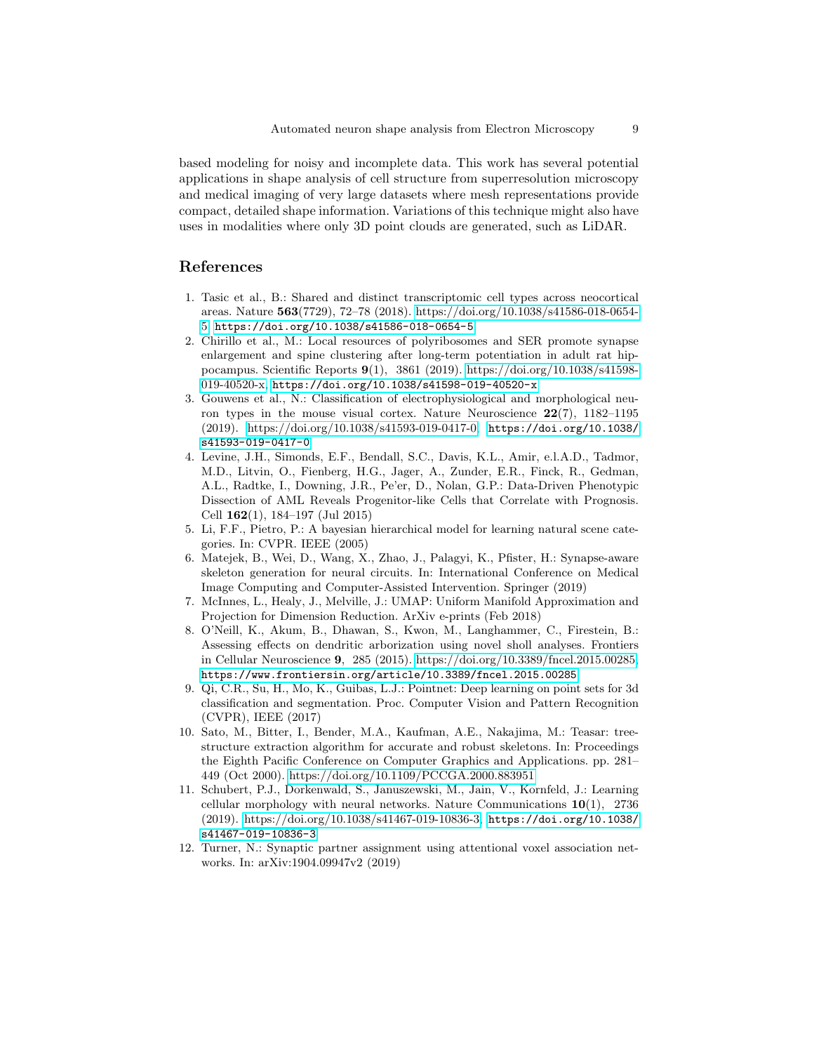based modeling for noisy and incomplete data. This work has several potential applications in shape analysis of cell structure from superresolution microscopy and medical imaging of very large datasets where mesh representations provide compact, detailed shape information. Variations of this technique might also have uses in modalities where only 3D point clouds are generated, such as LiDAR.

## References

1. Tasic et al., B.: Shared and distinct transcriptomic cell types across neocortical areas. Nature **563**(7729), 72–78 (2018). https://doi.org/10.1038/s41586-018-0654-5, `https://doi.org/10.1038/s41586-018-0654-5`
2. Chirillo et al., M.: Local resources of polyribosomes and SER promote synapse enlargement and spine clustering after long-term potentiation in adult rat hippocampus. Scientific Reports **9**(1), 3861 (2019). https://doi.org/10.1038/s41598-019-40520-x, `https://doi.org/10.1038/s41598-019-40520-x`
3. Gouwens et al., N.: Classification of electrophysiological and morphological neuron types in the mouse visual cortex. Nature Neuroscience **22**(7), 1182–1195 (2019). https://doi.org/10.1038/s41593-019-0417-0, `https://doi.org/10.1038/s41593-019-0417-0`
4. Levine, J.H., Simonds, E.F., Bendall, S.C., Davis, K.L., Amir, e.l.A.D., Tadmor, M.D., Litvin, O., Fienberg, H.G., Jager, A., Zunder, E.R., Finck, R., Gedman, A.L., Radtke, I., Downing, J.R., Pe'er, D., Nolan, G.P.: Data-Driven Phenotypic Dissection of AML Reveals Progenitor-like Cells that Correlate with Prognosis. Cell **162**(1), 184–197 (Jul 2015)
5. Li, F.F., Pietro, P.: A bayesian hierarchical model for learning natural scene categories. In: CVPR. IEEE (2005)
6. Matejek, B., Wei, D., Wang, X., Zhao, J., Palagyi, K., Pfister, H.: Synapse-aware skeleton generation for neural circuits. In: International Conference on Medical Image Computing and Computer-Assisted Intervention. Springer (2019)
7. McInnes, L., Healy, J., Melville, J.: UMAP: Uniform Manifold Approximation and Projection for Dimension Reduction. ArXiv e-prints (Feb 2018)
8. O'Neill, K., Akum, B., Dhawan, S., Kwon, M., Langhammer, C., Firestein, B.: Assessing effects on dendritic arborization using novel sholl analyses. Frontiers in Cellular Neuroscience **9**, 285 (2015). https://doi.org/10.3389/fncel.2015.00285, `https://www.frontiersin.org/article/10.3389/fncel.2015.00285`
9. Qi, C.R., Su, H., Mo, K., Guibas, L.J.: Pointnet: Deep learning on point sets for 3d classification and segmentation. Proc. Computer Vision and Pattern Recognition (CVPR), IEEE (2017)
10. Sato, M., Bitter, I., Bender, M.A., Kaufman, A.E., Nakajima, M.: Teasar: tree-structure extraction algorithm for accurate and robust skeletons. In: Proceedings the Eighth Pacific Conference on Computer Graphics and Applications. pp. 281–449 (Oct 2000). https://doi.org/10.1109/PCCGA.2000.883951
11. Schubert, P.J., Dorkenwald, S., Januszewski, M., Jain, V., Kornfeld, J.: Learning cellular morphology with neural networks. Nature Communications **10**(1), 2736 (2019). https://doi.org/10.1038/s41467-019-10836-3, `https://doi.org/10.1038/s41467-019-10836-3`
12. Turner, N.: Synaptic partner assignment using attentional voxel association networks. In: arXiv:1904.09947v2 (2019)